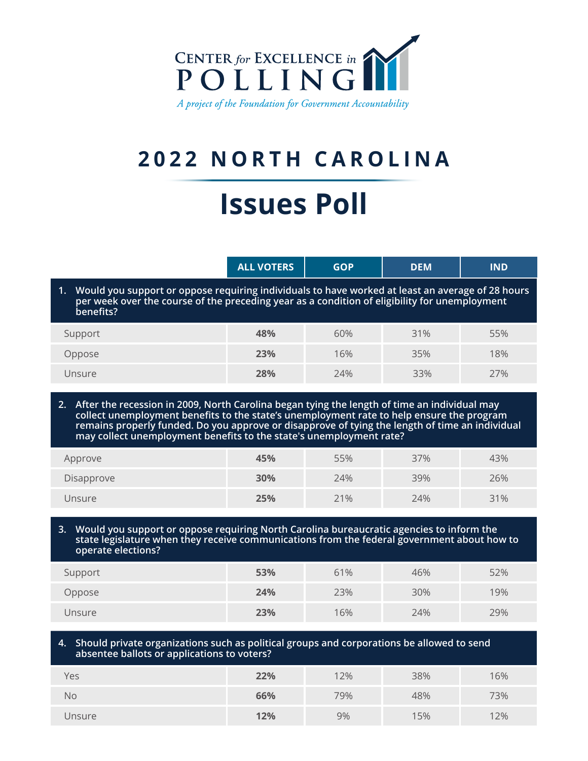CENTER *for* EXCELLENCE *in* POLLING

*A project of the Foundation for Government Accountability*

# 2022 NORTH CAROLINA

# Issues Poll

| | ALL VOTERS | GOP | DEM | IND |
|---|---|---|---|---|
| **1. Would you support or oppose requiring individuals to have worked at least an average of 28 hours per week over the course of the preceding year as a condition of eligibility for unemployment benefits?** | | | | |
| Support | **48%** | 60% | 31% | 55% |
| Oppose | **23%** | 16% | 35% | 18% |
| Unsure | **28%** | 24% | 33% | 27% |
| **2. After the recession in 2009, North Carolina began tying the length of time an individual may collect unemployment benefits to the state's unemployment rate to help ensure the program remains properly funded. Do you approve or disapprove of tying the length of time an individual may collect unemployment benefits to the state's unemployment rate?** | | | | |
| Approve | **45%** | 55% | 37% | 43% |
| Disapprove | **30%** | 24% | 39% | 26% |
| Unsure | **25%** | 21% | 24% | 31% |
| **3. Would you support or oppose requiring North Carolina bureaucratic agencies to inform the state legislature when they receive communications from the federal government about how to operate elections?** | | | | |
| Support | **53%** | 61% | 46% | 52% |
| Oppose | **24%** | 23% | 30% | 19% |
| Unsure | **23%** | 16% | 24% | 29% |
| **4. Should private organizations such as political groups and corporations be allowed to send absentee ballots or applications to voters?** | | | | |
| Yes | **22%** | 12% | 38% | 16% |
| No | **66%** | 79% | 48% | 73% |
| Unsure | **12%** | 9% | 15% | 12% |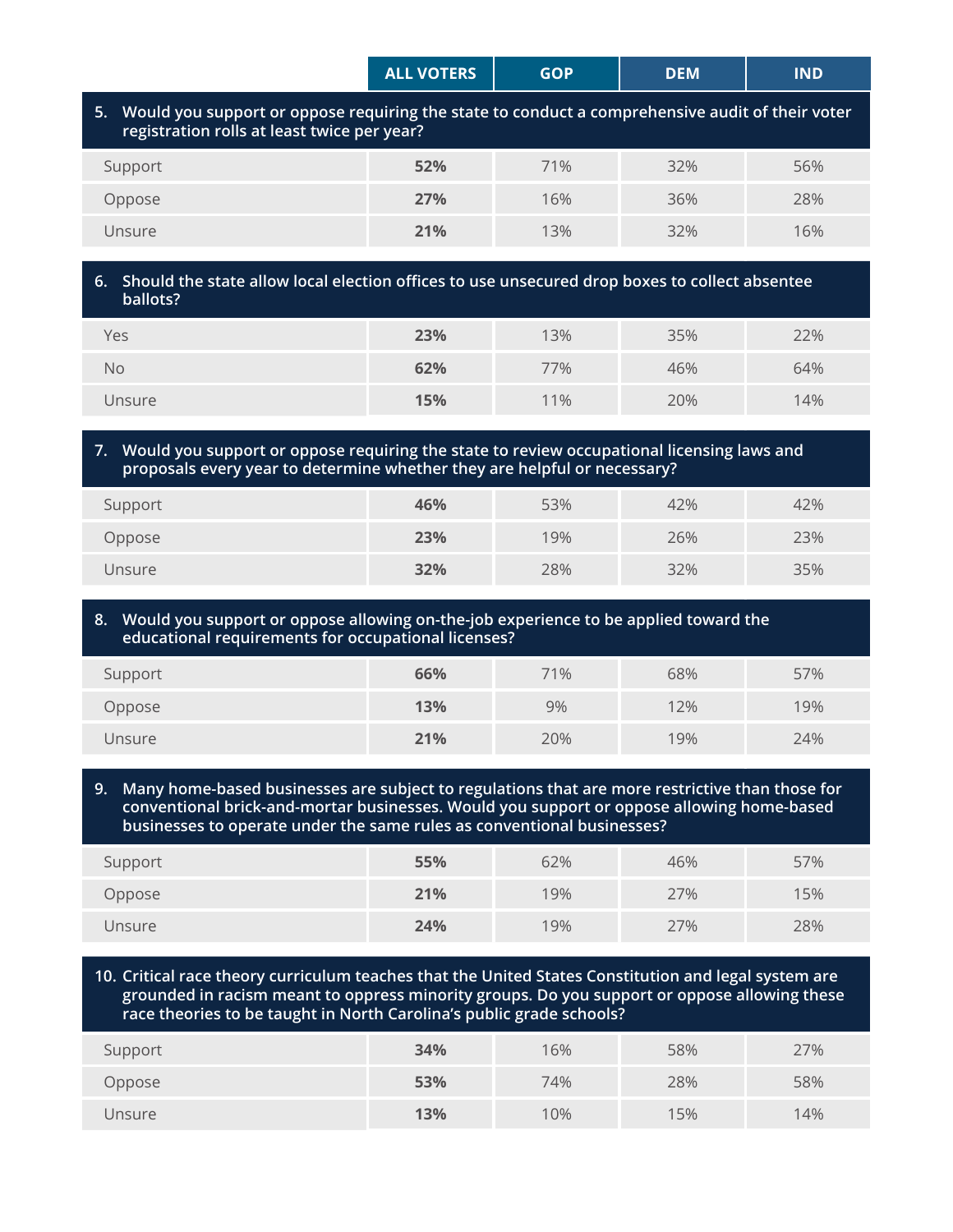| | ALL VOTERS | GOP | DEM | IND |
|---|---|---|---|---|
| **5. Would you support or oppose requiring the state to conduct a comprehensive audit of their voter registration rolls at least twice per year?** | | | | |
| Support | **52%** | 71% | 32% | 56% |
| Oppose | **27%** | 16% | 36% | 28% |
| Unsure | **21%** | 13% | 32% | 16% |
| **6. Should the state allow local election offices to use unsecured drop boxes to collect absentee ballots?** | | | | |
| Yes | **23%** | 13% | 35% | 22% |
| No | **62%** | 77% | 46% | 64% |
| Unsure | **15%** | 11% | 20% | 14% |
| **7. Would you support or oppose requiring the state to review occupational licensing laws and proposals every year to determine whether they are helpful or necessary?** | | | | |
| Support | **46%** | 53% | 42% | 42% |
| Oppose | **23%** | 19% | 26% | 23% |
| Unsure | **32%** | 28% | 32% | 35% |
| **8. Would you support or oppose allowing on-the-job experience to be applied toward the educational requirements for occupational licenses?** | | | | |
| Support | **66%** | 71% | 68% | 57% |
| Oppose | **13%** | 9% | 12% | 19% |
| Unsure | **21%** | 20% | 19% | 24% |
| **9. Many home-based businesses are subject to regulations that are more restrictive than those for conventional brick-and-mortar businesses. Would you support or oppose allowing home-based businesses to operate under the same rules as conventional businesses?** | | | | |
| Support | **55%** | 62% | 46% | 57% |
| Oppose | **21%** | 19% | 27% | 15% |
| Unsure | **24%** | 19% | 27% | 28% |
| **10. Critical race theory curriculum teaches that the United States Constitution and legal system are grounded in racism meant to oppress minority groups. Do you support or oppose allowing these race theories to be taught in North Carolina's public grade schools?** | | | | |
| Support | **34%** | 16% | 58% | 27% |
| Oppose | **53%** | 74% | 28% | 58% |
| Unsure | **13%** | 10% | 15% | 14% |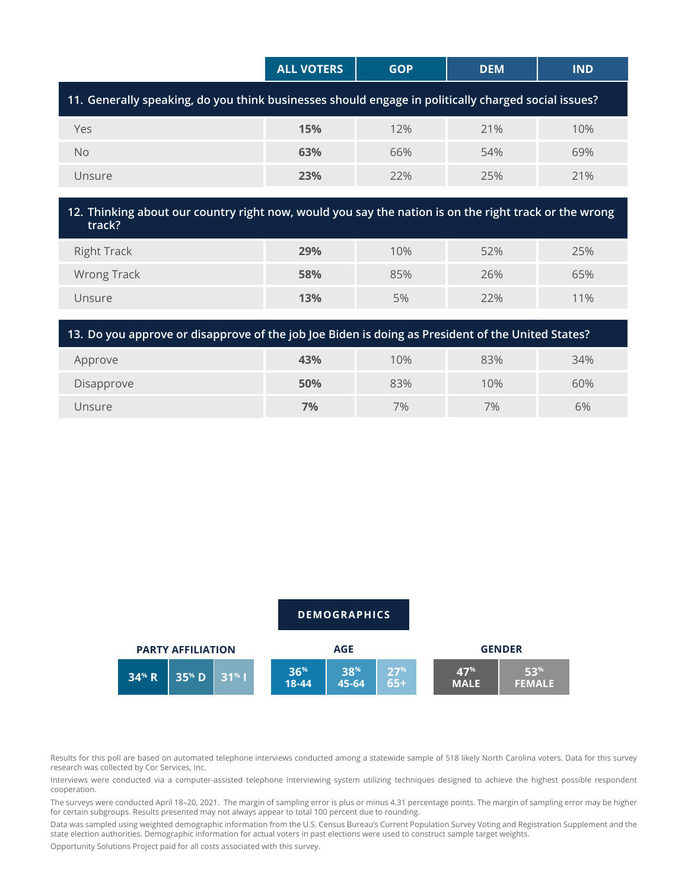| | ALL VOTERS | GOP | DEM | IND |
|---|---|---|---|---|
| **11. Generally speaking, do you think businesses should engage in politically charged social issues?** | | | | |
| Yes | **15%** | 12% | 21% | 10% |
| No | **63%** | 66% | 54% | 69% |
| Unsure | **23%** | 22% | 25% | 21% |
| **12. Thinking about our country right now, would you say the nation is on the right track or the wrong track?** | | | | |
| Right Track | **29%** | 10% | 52% | 25% |
| Wrong Track | **58%** | 85% | 26% | 65% |
| Unsure | **13%** | 5% | 22% | 11% |
| **13. Do you approve or disapprove of the job Joe Biden is doing as President of the United States?** | | | | |
| Approve | **43%** | 10% | 83% | 34% |
| Disapprove | **50%** | 83% | 10% | 60% |
| Unsure | **7%** | 7% | 7% | 6% |

## DEMOGRAPHICS

**PARTY AFFILIATION**

34% R | 35% D | 31% I

**AGE**

36% 18-44 | 38% 45-64 | 27% 65+

**GENDER**

47% MALE | 53% FEMALE

Results for this poll are based on automated telephone interviews conducted among a statewide sample of 518 likely North Carolina voters. Data for this survey research was collected by Cor Services, Inc.

Interviews were conducted via a computer-assisted telephone interviewing system utilizing techniques designed to achieve the highest possible respondent cooperation.

The surveys were conducted April 18–20, 2021. The margin of sampling error is plus or minus 4.31 percentage points. The margin of sampling error may be higher for certain subgroups. Results presented may not always appear to total 100 percent due to rounding.

Data was sampled using weighted demographic information from the U.S. Census Bureau's Current Population Survey Voting and Registration Supplement and the state election authorities. Demographic information for actual voters in past elections were used to construct sample target weights.

Opportunity Solutions Project paid for all costs associated with this survey.